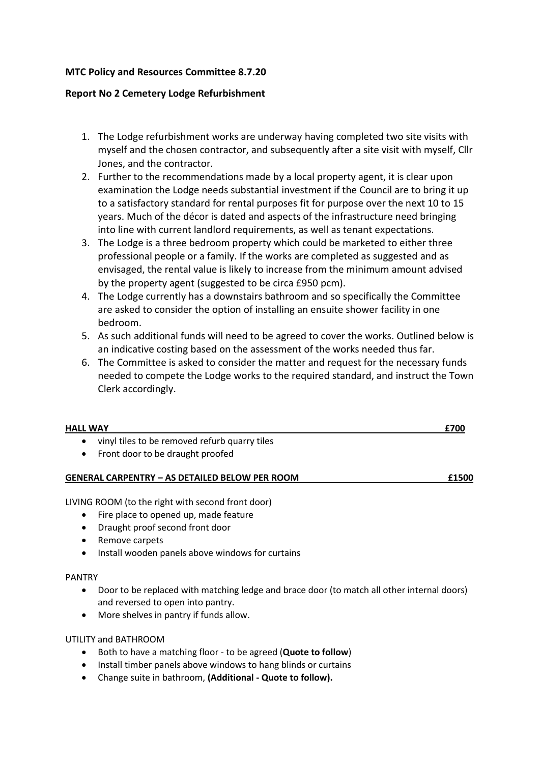**MTC Policy and Resources Committee 8.7.20**

**Report No 2 Cemetery Lodge Refurbishment**

1. The Lodge refurbishment works are underway having completed two site visits with myself and the chosen contractor, and subsequently after a site visit with myself, Cllr Jones, and the contractor.
2. Further to the recommendations made by a local property agent, it is clear upon examination the Lodge needs substantial investment if the Council are to bring it up to a satisfactory standard for rental purposes fit for purpose over the next 10 to 15 years. Much of the décor is dated and aspects of the infrastructure need bringing into line with current landlord requirements, as well as tenant expectations.
3. The Lodge is a three bedroom property which could be marketed to either three professional people or a family. If the works are completed as suggested and as envisaged, the rental value is likely to increase from the minimum amount advised by the property agent (suggested to be circa £950 pcm).
4. The Lodge currently has a downstairs bathroom and so specifically the Committee are asked to consider the option of installing an ensuite shower facility in one bedroom.
5. As such additional funds will need to be agreed to cover the works. Outlined below is an indicative costing based on the assessment of the works needed thus far.
6. The Committee is asked to consider the matter and request for the necessary funds needed to compete the Lodge works to the required standard, and instruct the Town Clerk accordingly.

**HALL WAY — £700**

- vinyl tiles to be removed refurb quarry tiles
- Front door to be draught proofed

**GENERAL CARPENTRY – AS DETAILED BELOW PER ROOM — £1500**

LIVING ROOM (to the right with second front door)

- Fire place to opened up, made feature
- Draught proof second front door
- Remove carpets
- Install wooden panels above windows for curtains

PANTRY

- Door to be replaced with matching ledge and brace door (to match all other internal doors) and reversed to open into pantry.
- More shelves in pantry if funds allow.

UTILITY and BATHROOM

- Both to have a matching floor - to be agreed (**Quote to follow**)
- Install timber panels above windows to hang blinds or curtains
- Change suite in bathroom, **(Additional - Quote to follow).**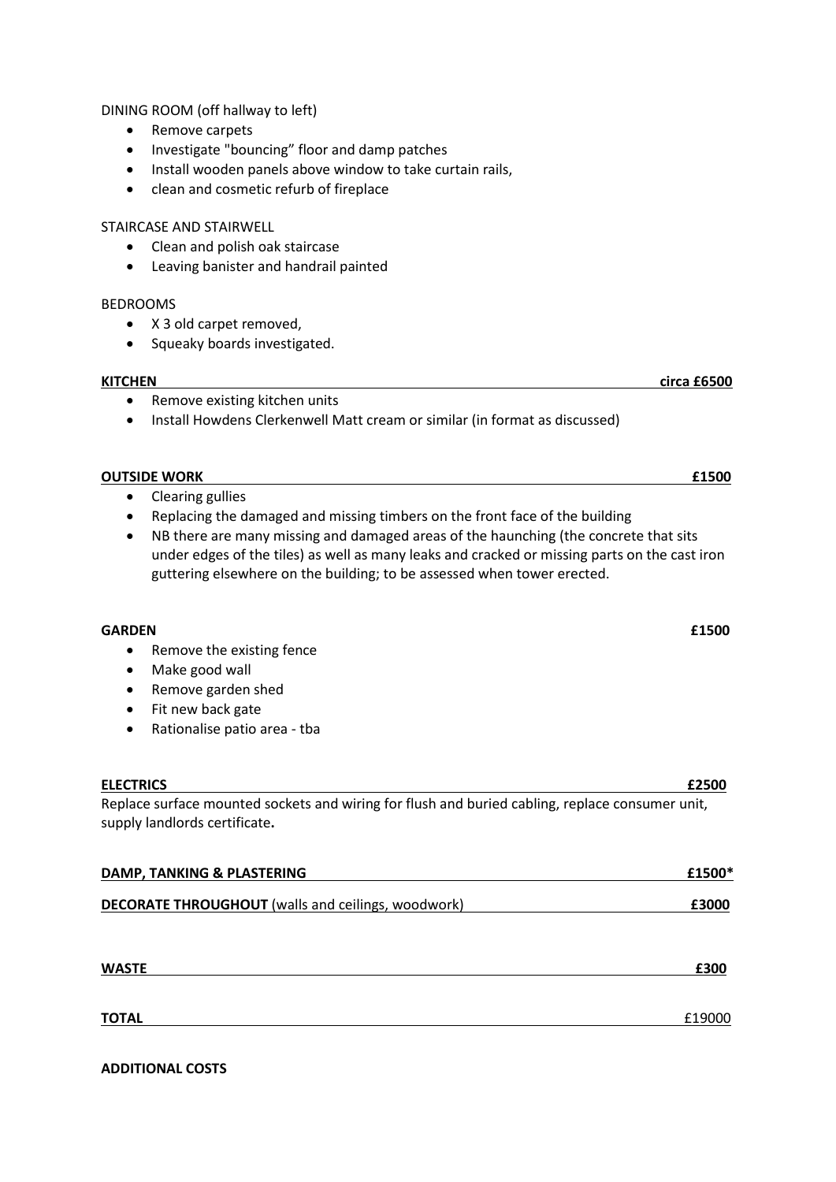DINING ROOM (off hallway to left)

- Remove carpets
- Investigate "bouncing" floor and damp patches
- Install wooden panels above window to take curtain rails,
- clean and cosmetic refurb of fireplace

STAIRCASE AND STAIRWELL

- Clean and polish oak staircase
- Leaving banister and handrail painted

BEDROOMS

- X 3 old carpet removed,
- Squeaky boards investigated.

**KITCHEN** **circa £6500**

- Remove existing kitchen units
- Install Howdens Clerkenwell Matt cream or similar (in format as discussed)

**OUTSIDE WORK** **£1500**

- Clearing gullies
- Replacing the damaged and missing timbers on the front face of the building
- NB there are many missing and damaged areas of the haunching (the concrete that sits under edges of the tiles) as well as many leaks and cracked or missing parts on the cast iron guttering elsewhere on the building; to be assessed when tower erected.

**GARDEN** **£1500**

- Remove the existing fence
- Make good wall
- Remove garden shed
- Fit new back gate
- Rationalise patio area - tba

**ELECTRICS** **£2500**

Replace surface mounted sockets and wiring for flush and buried cabling, replace consumer unit, supply landlords certificate**.**

**DAMP, TANKING & PLASTERING** **£1500***

**DECORATE THROUGHOUT** (walls and ceilings, woodwork) **£3000**

**WASTE** **£300**

**TOTAL** £19000

**ADDITIONAL COSTS**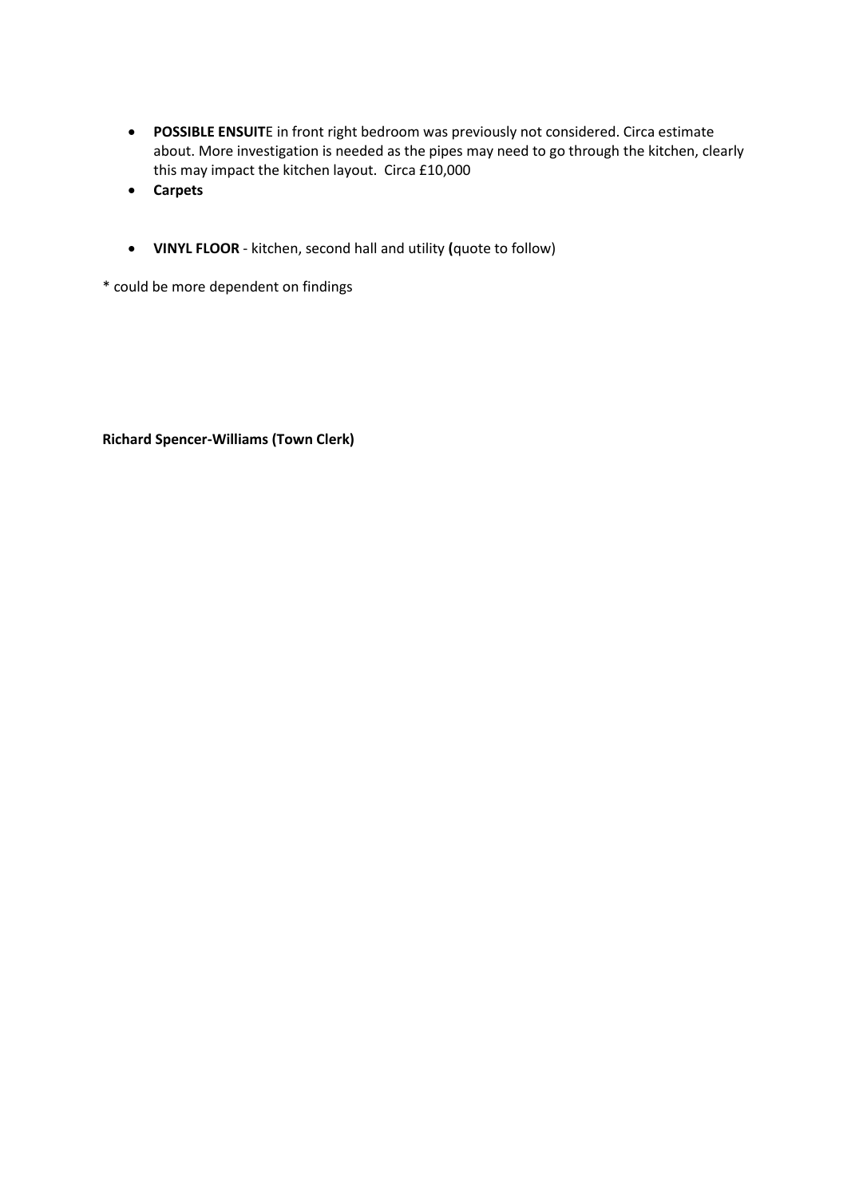- **POSSIBLE ENSUITE** in front right bedroom was previously not considered. Circa estimate about. More investigation is needed as the pipes may need to go through the kitchen, clearly this may impact the kitchen layout. Circa £10,000
- **Carpets**

- **VINYL FLOOR** - kitchen, second hall and utility **(**quote to follow)

* could be more dependent on findings

**Richard Spencer-Williams (Town Clerk)**